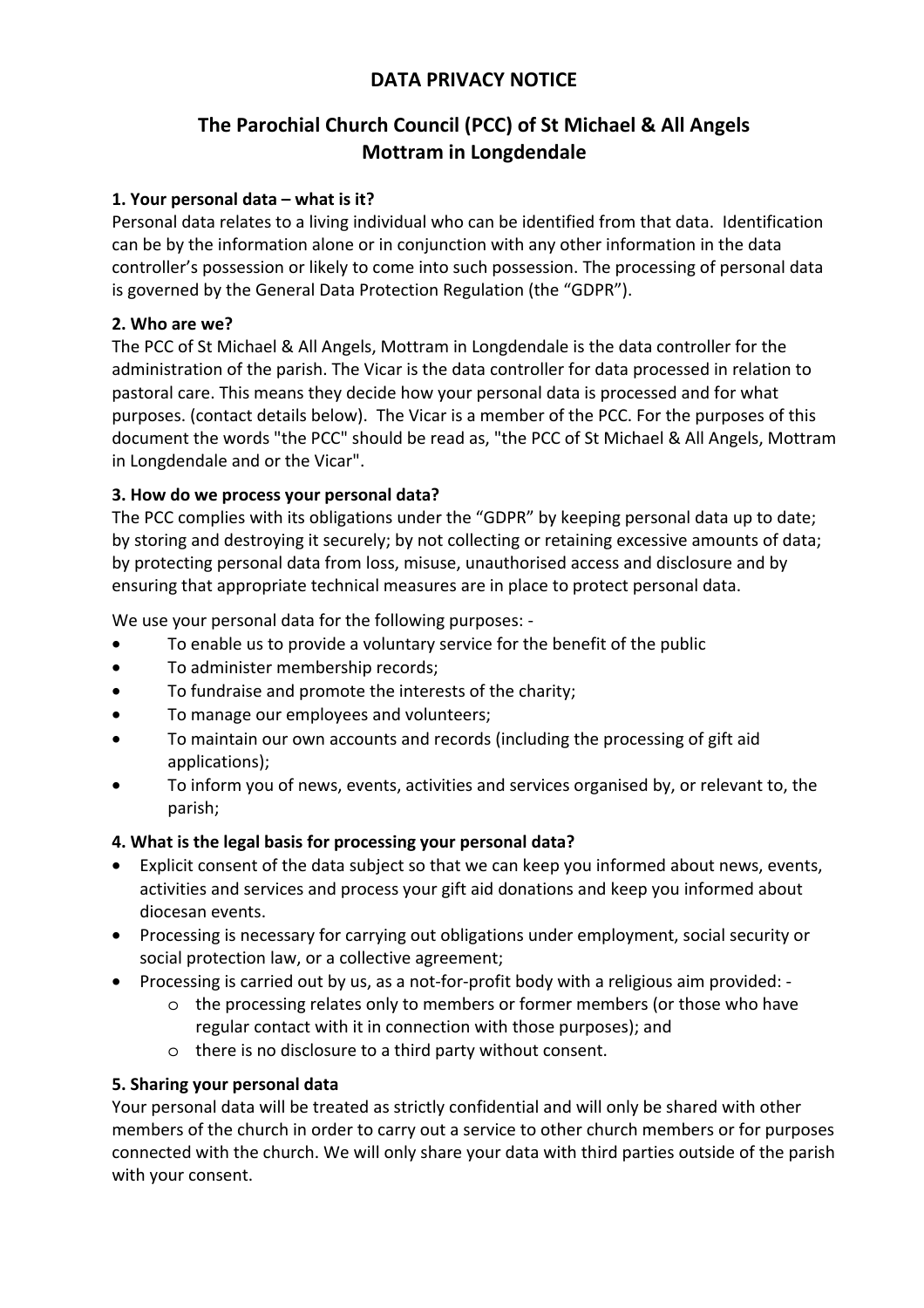# DATA PRIVACY NOTICE

## The Parochial Church Council (PCC) of St Michael & All Angels Mottram in Longdendale

### 1. Your personal data – what is it?

Personal data relates to a living individual who can be identified from that data. Identification can be by the information alone or in conjunction with any other information in the data controller's possession or likely to come into such possession. The processing of personal data is governed by the General Data Protection Regulation (the "GDPR").

### 2. Who are we?

The PCC of St Michael & All Angels, Mottram in Longdendale is the data controller for the administration of the parish. The Vicar is the data controller for data processed in relation to pastoral care. This means they decide how your personal data is processed and for what purposes. (contact details below). The Vicar is a member of the PCC. For the purposes of this document the words "the PCC" should be read as, "the PCC of St Michael & All Angels, Mottram in Longdendale and or the Vicar".

### 3. How do we process your personal data?

The PCC complies with its obligations under the "GDPR" by keeping personal data up to date; by storing and destroying it securely; by not collecting or retaining excessive amounts of data; by protecting personal data from loss, misuse, unauthorised access and disclosure and by ensuring that appropriate technical measures are in place to protect personal data.

We use your personal data for the following purposes: -

- To enable us to provide a voluntary service for the benefit of the public
- To administer membership records;
- To fundraise and promote the interests of the charity;
- To manage our employees and volunteers;
- To maintain our own accounts and records (including the processing of gift aid applications);
- To inform you of news, events, activities and services organised by, or relevant to, the parish;

### 4. What is the legal basis for processing your personal data?

- Explicit consent of the data subject so that we can keep you informed about news, events, activities and services and process your gift aid donations and keep you informed about diocesan events.
- Processing is necessary for carrying out obligations under employment, social security or social protection law, or a collective agreement;
- Processing is carried out by us, as a not-for-profit body with a religious aim provided: -
  - the processing relates only to members or former members (or those who have regular contact with it in connection with those purposes); and
  - there is no disclosure to a third party without consent.

### 5. Sharing your personal data

Your personal data will be treated as strictly confidential and will only be shared with other members of the church in order to carry out a service to other church members or for purposes connected with the church. We will only share your data with third parties outside of the parish with your consent.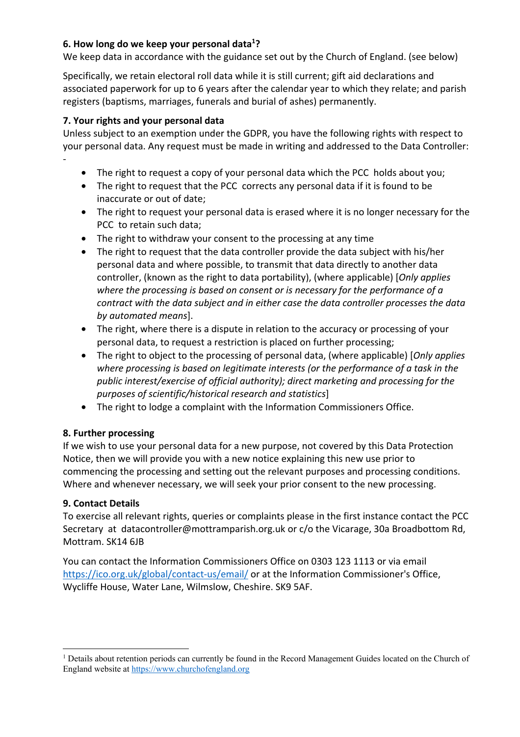### 6. How long do we keep your personal data[1]?

We keep data in accordance with the guidance set out by the Church of England. (see below)

Specifically, we retain electoral roll data while it is still current; gift aid declarations and associated paperwork for up to 6 years after the calendar year to which they relate; and parish registers (baptisms, marriages, funerals and burial of ashes) permanently.

### 7. Your rights and your personal data

Unless subject to an exemption under the GDPR, you have the following rights with respect to your personal data. Any request must be made in writing and addressed to the Data Controller: -

- The right to request a copy of your personal data which the PCC holds about you;
- The right to request that the PCC corrects any personal data if it is found to be inaccurate or out of date;
- The right to request your personal data is erased where it is no longer necessary for the PCC to retain such data;
- The right to withdraw your consent to the processing at any time
- The right to request that the data controller provide the data subject with his/her personal data and where possible, to transmit that data directly to another data controller, (known as the right to data portability), (where applicable) [*Only applies where the processing is based on consent or is necessary for the performance of a contract with the data subject and in either case the data controller processes the data by automated means*].
- The right, where there is a dispute in relation to the accuracy or processing of your personal data, to request a restriction is placed on further processing;
- The right to object to the processing of personal data, (where applicable) [*Only applies where processing is based on legitimate interests (or the performance of a task in the public interest/exercise of official authority); direct marketing and processing for the purposes of scientific/historical research and statistics*]
- The right to lodge a complaint with the Information Commissioners Office.

### 8. Further processing

If we wish to use your personal data for a new purpose, not covered by this Data Protection Notice, then we will provide you with a new notice explaining this new use prior to commencing the processing and setting out the relevant purposes and processing conditions. Where and whenever necessary, we will seek your prior consent to the new processing.

### 9. Contact Details

To exercise all relevant rights, queries or complaints please in the first instance contact the PCC Secretary at datacontroller@mottramparish.org.uk or c/o the Vicarage, 30a Broadbottom Rd, Mottram. SK14 6JB

You can contact the Information Commissioners Office on 0303 123 1113 or via email https://ico.org.uk/global/contact-us/email/ or at the Information Commissioner's Office, Wycliffe House, Water Lane, Wilmslow, Cheshire. SK9 5AF.

---

[1] Details about retention periods can currently be found in the Record Management Guides located on the Church of England website at https://www.churchofengland.org